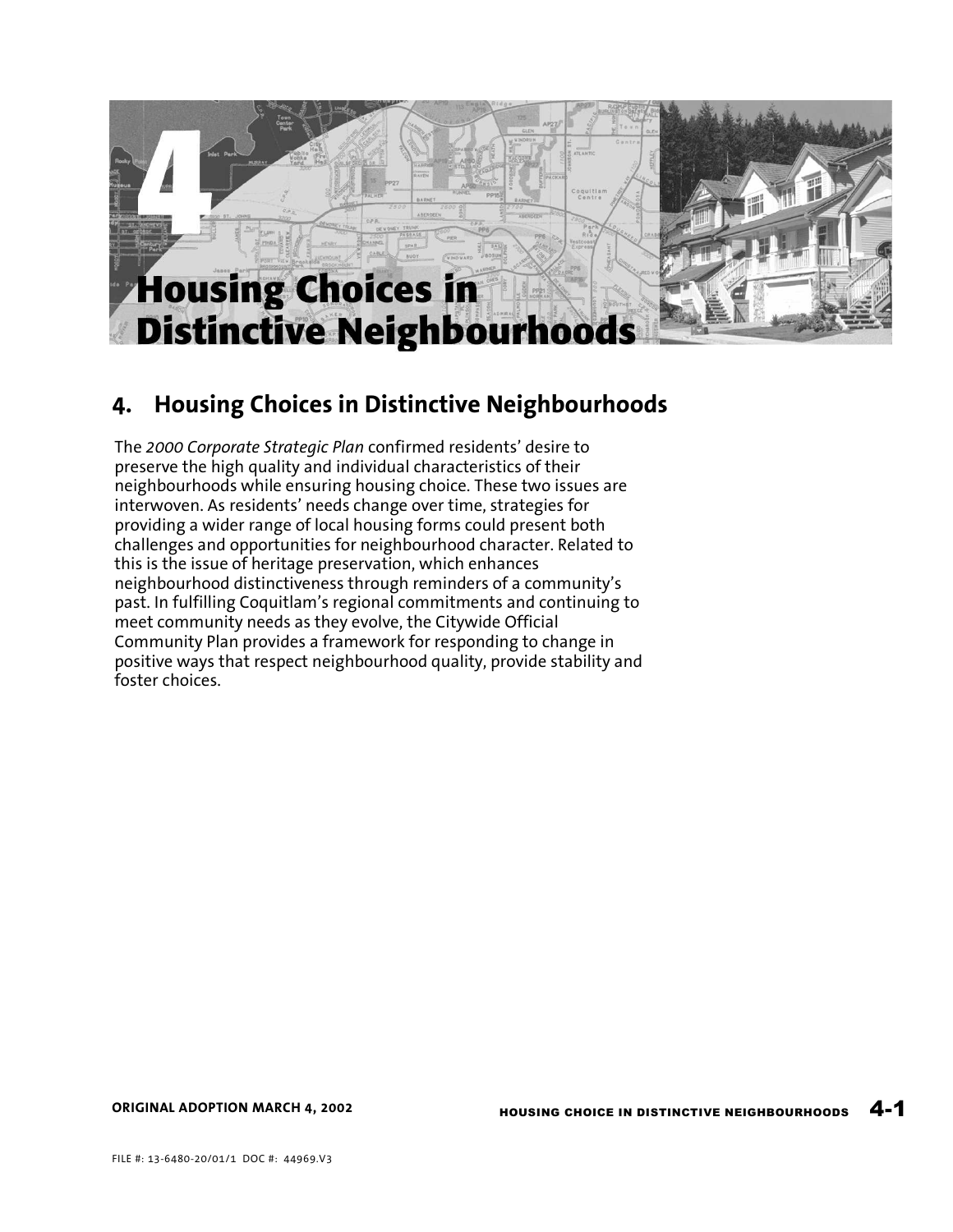# 4. Housing Choices in Distinctive Neighbourhoods

The *2000 Corporate Strategic Plan* confirmed residents' desire to preserve the high quality and individual characteristics of their neighbourhoods while ensuring housing choice. These two issues are interwoven. As residents' needs change over time, strategies for providing a wider range of local housing forms could present both challenges and opportunities for neighbourhood character. Related to this is the issue of heritage preservation, which enhances neighbourhood distinctiveness through reminders of a community's past. In fulfilling Coquitlam's regional commitments and continuing to meet community needs as they evolve, the Citywide Official Community Plan provides a framework for responding to change in positive ways that respect neighbourhood quality, provide stability and foster choices.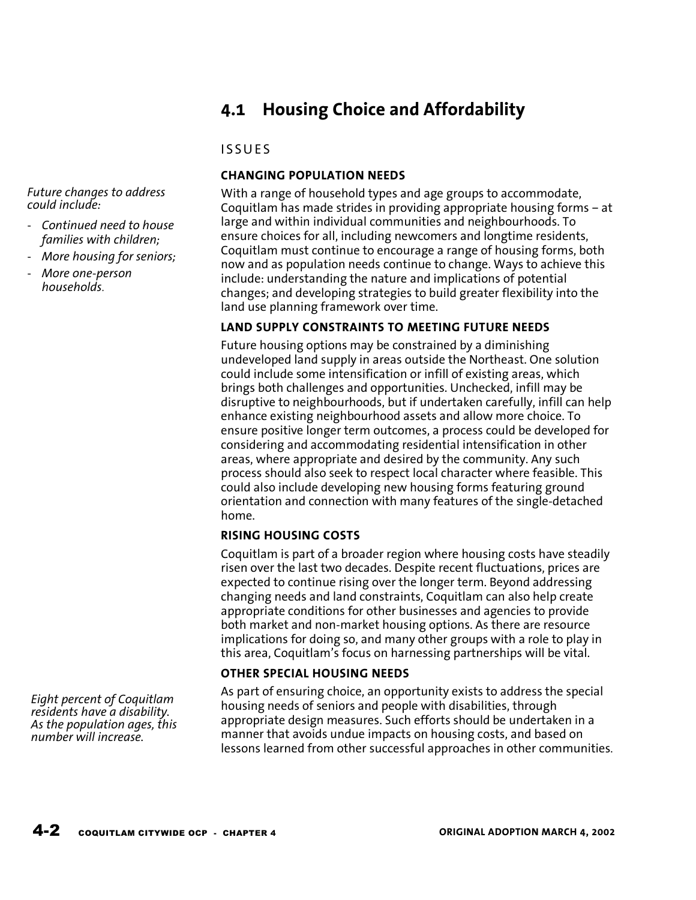## 4.1 Housing Choice and Affordability

### ISSUES

#### CHANGING POPULATION NEEDS

*Future changes to address could include:*

- *Continued need to house families with children;*
- *More housing for seniors;*
- *More one-person households.*

With a range of household types and age groups to accommodate, Coquitlam has made strides in providing appropriate housing forms – at large and within individual communities and neighbourhoods. To ensure choices for all, including newcomers and longtime residents, Coquitlam must continue to encourage a range of housing forms, both now and as population needs continue to change. Ways to achieve this include: understanding the nature and implications of potential changes; and developing strategies to build greater flexibility into the land use planning framework over time.

#### LAND SUPPLY CONSTRAINTS TO MEETING FUTURE NEEDS

Future housing options may be constrained by a diminishing undeveloped land supply in areas outside the Northeast. One solution could include some intensification or infill of existing areas, which brings both challenges and opportunities. Unchecked, infill may be disruptive to neighbourhoods, but if undertaken carefully, infill can help enhance existing neighbourhood assets and allow more choice. To ensure positive longer term outcomes, a process could be developed for considering and accommodating residential intensification in other areas, where appropriate and desired by the community. Any such process should also seek to respect local character where feasible. This could also include developing new housing forms featuring ground orientation and connection with many features of the single-detached home.

#### RISING HOUSING COSTS

Coquitlam is part of a broader region where housing costs have steadily risen over the last two decades. Despite recent fluctuations, prices are expected to continue rising over the longer term. Beyond addressing changing needs and land constraints, Coquitlam can also help create appropriate conditions for other businesses and agencies to provide both market and non-market housing options. As there are resource implications for doing so, and many other groups with a role to play in this area, Coquitlam's focus on harnessing partnerships will be vital.

#### OTHER SPECIAL HOUSING NEEDS

*Eight percent of Coquitlam residents have a disability. As the population ages, this number will increase.*

As part of ensuring choice, an opportunity exists to address the special housing needs of seniors and people with disabilities, through appropriate design measures. Such efforts should be undertaken in a manner that avoids undue impacts on housing costs, and based on lessons learned from other successful approaches in other communities.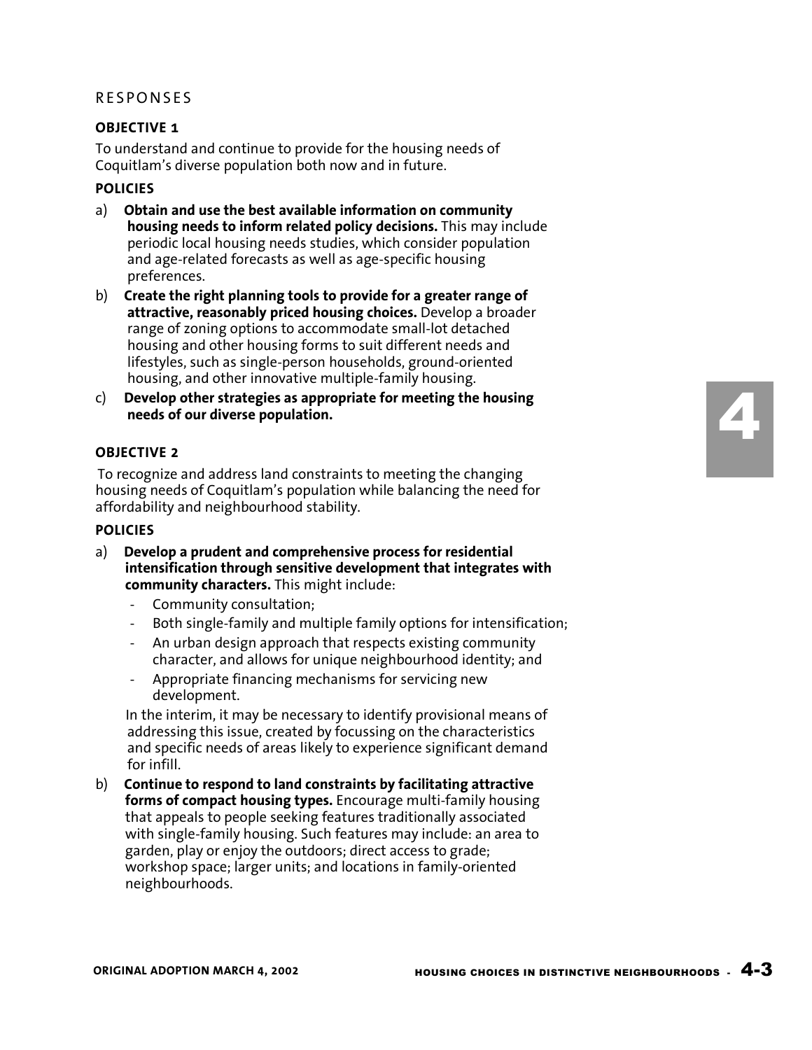## RESPONSES

### OBJECTIVE 1

To understand and continue to provide for the housing needs of Coquitlam's diverse population both now and in future.

#### POLICIES

a) **Obtain and use the best available information on community housing needs to inform related policy decisions.** This may include periodic local housing needs studies, which consider population and age-related forecasts as well as age-specific housing preferences.

b) **Create the right planning tools to provide for a greater range of attractive, reasonably priced housing choices.** Develop a broader range of zoning options to accommodate small-lot detached housing and other housing forms to suit different needs and lifestyles, such as single-person households, ground-oriented housing, and other innovative multiple-family housing.

c) **Develop other strategies as appropriate for meeting the housing needs of our diverse population.**

### OBJECTIVE 2

To recognize and address land constraints to meeting the changing housing needs of Coquitlam's population while balancing the need for affordability and neighbourhood stability.

#### POLICIES

a) **Develop a prudent and comprehensive process for residential intensification through sensitive development that integrates with community characters.** This might include:
   - Community consultation;
   - Both single-family and multiple family options for intensification;
   - An urban design approach that respects existing community character, and allows for unique neighbourhood identity; and
   - Appropriate financing mechanisms for servicing new development.

   In the interim, it may be necessary to identify provisional means of addressing this issue, created by focussing on the characteristics and specific needs of areas likely to experience significant demand for infill.

b) **Continue to respond to land constraints by facilitating attractive forms of compact housing types.** Encourage multi-family housing that appeals to people seeking features traditionally associated with single-family housing. Such features may include: an area to garden, play or enjoy the outdoors; direct access to grade; workshop space; larger units; and locations in family-oriented neighbourhoods.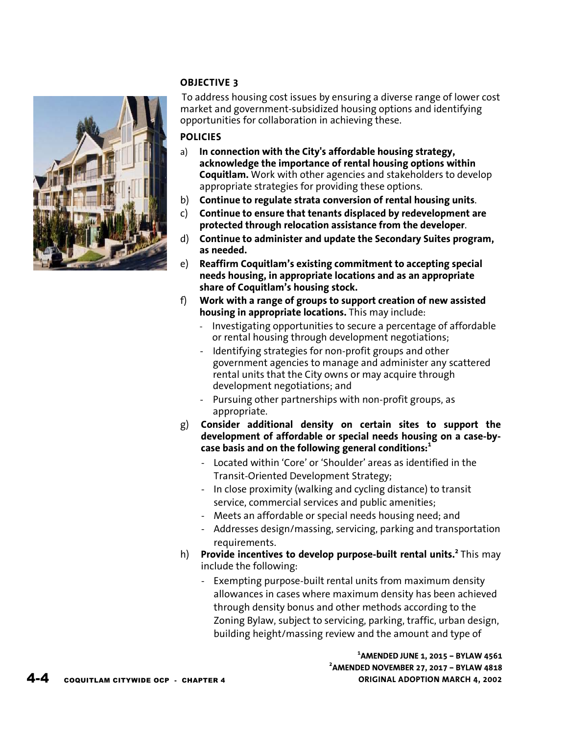### OBJECTIVE 3

To address housing cost issues by ensuring a diverse range of lower cost market and government-subsidized housing options and identifying opportunities for collaboration in achieving these.

### POLICIES

a) **In connection with the City's affordable housing strategy, acknowledge the importance of rental housing options within Coquitlam.** Work with other agencies and stakeholders to develop appropriate strategies for providing these options.

b) **Continue to regulate strata conversion of rental housing units**.

c) **Continue to ensure that tenants displaced by redevelopment are protected through relocation assistance from the developer**.

d) **Continue to administer and update the Secondary Suites program, as needed.**

e) **Reaffirm Coquitlam's existing commitment to accepting special needs housing, in appropriate locations and as an appropriate share of Coquitlam's housing stock.**

f) **Work with a range of groups to support creation of new assisted housing in appropriate locations.** This may include:
   - Investigating opportunities to secure a percentage of affordable or rental housing through development negotiations;
   - Identifying strategies for non-profit groups and other government agencies to manage and administer any scattered rental units that the City owns or may acquire through development negotiations; and
   - Pursuing other partnerships with non-profit groups, as appropriate.

g) **Consider additional density on certain sites to support the development of affordable or special needs housing on a case-by-case basis and on the following general conditions:**[1]
   - Located within 'Core' or 'Shoulder' areas as identified in the Transit-Oriented Development Strategy;
   - In close proximity (walking and cycling distance) to transit service, commercial services and public amenities;
   - Meets an affordable or special needs housing need; and
   - Addresses design/massing, servicing, parking and transportation requirements.

h) **Provide incentives to develop purpose-built rental units.**[2] This may include the following:
   - Exempting purpose-built rental units from maximum density allowances in cases where maximum density has been achieved through density bonus and other methods according to the Zoning Bylaw, subject to servicing, parking, traffic, urban design, building height/massing review and the amount and type of

[1]AMENDED JUNE 1, 2015 – BYLAW 4561
[2]AMENDED NOVEMBER 27, 2017 – BYLAW 4818
ORIGINAL ADOPTION MARCH 4, 2002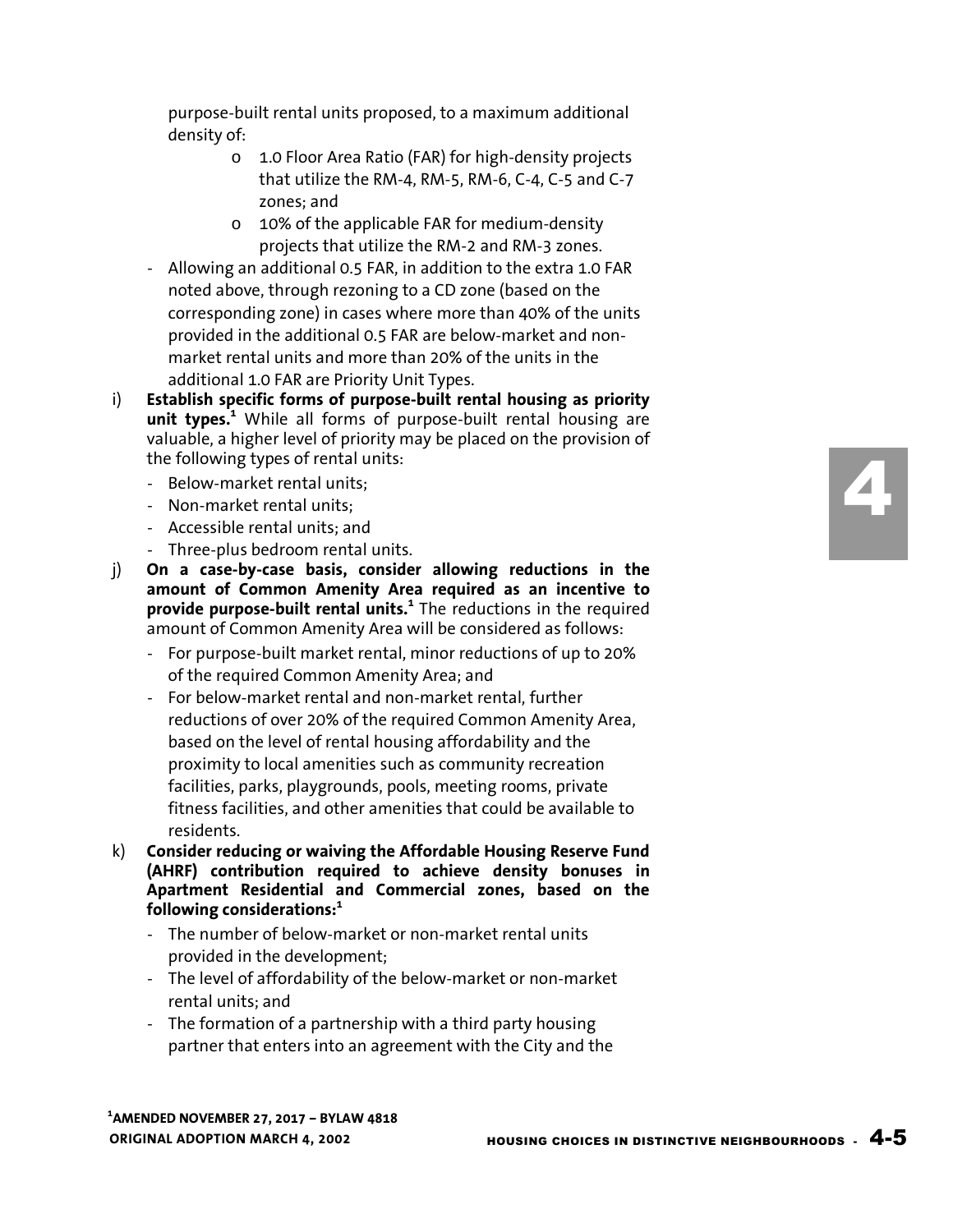purpose-built rental units proposed, to a maximum additional density of:

  - o 1.0 Floor Area Ratio (FAR) for high-density projects that utilize the RM-4, RM-5, RM-6, C-4, C-5 and C-7 zones; and
  - o 10% of the applicable FAR for medium-density projects that utilize the RM-2 and RM-3 zones.

- Allowing an additional 0.5 FAR, in addition to the extra 1.0 FAR noted above, through rezoning to a CD zone (based on the corresponding zone) in cases where more than 40% of the units provided in the additional 0.5 FAR are below-market and non-market rental units and more than 20% of the units in the additional 1.0 FAR are Priority Unit Types.

i) **Establish specific forms of purpose-built rental housing as priority unit types.**[1] While all forms of purpose-built rental housing are valuable, a higher level of priority may be placed on the provision of the following types of rental units:

- Below-market rental units;
- Non-market rental units;
- Accessible rental units; and
- Three-plus bedroom rental units.

j) **On a case-by-case basis, consider allowing reductions in the amount of Common Amenity Area required as an incentive to provide purpose-built rental units.**[1] The reductions in the required amount of Common Amenity Area will be considered as follows:

- For purpose-built market rental, minor reductions of up to 20% of the required Common Amenity Area; and
- For below-market rental and non-market rental, further reductions of over 20% of the required Common Amenity Area, based on the level of rental housing affordability and the proximity to local amenities such as community recreation facilities, parks, playgrounds, pools, meeting rooms, private fitness facilities, and other amenities that could be available to residents.

k) **Consider reducing or waiving the Affordable Housing Reserve Fund (AHRF) contribution required to achieve density bonuses in Apartment Residential and Commercial zones, based on the following considerations:**[1]

- The number of below-market or non-market rental units provided in the development;
- The level of affordability of the below-market or non-market rental units; and
- The formation of a partnership with a third party housing partner that enters into an agreement with the City and the

[1]AMENDED NOVEMBER 27, 2017 – BYLAW 4818
ORIGINAL ADOPTION MARCH 4, 2002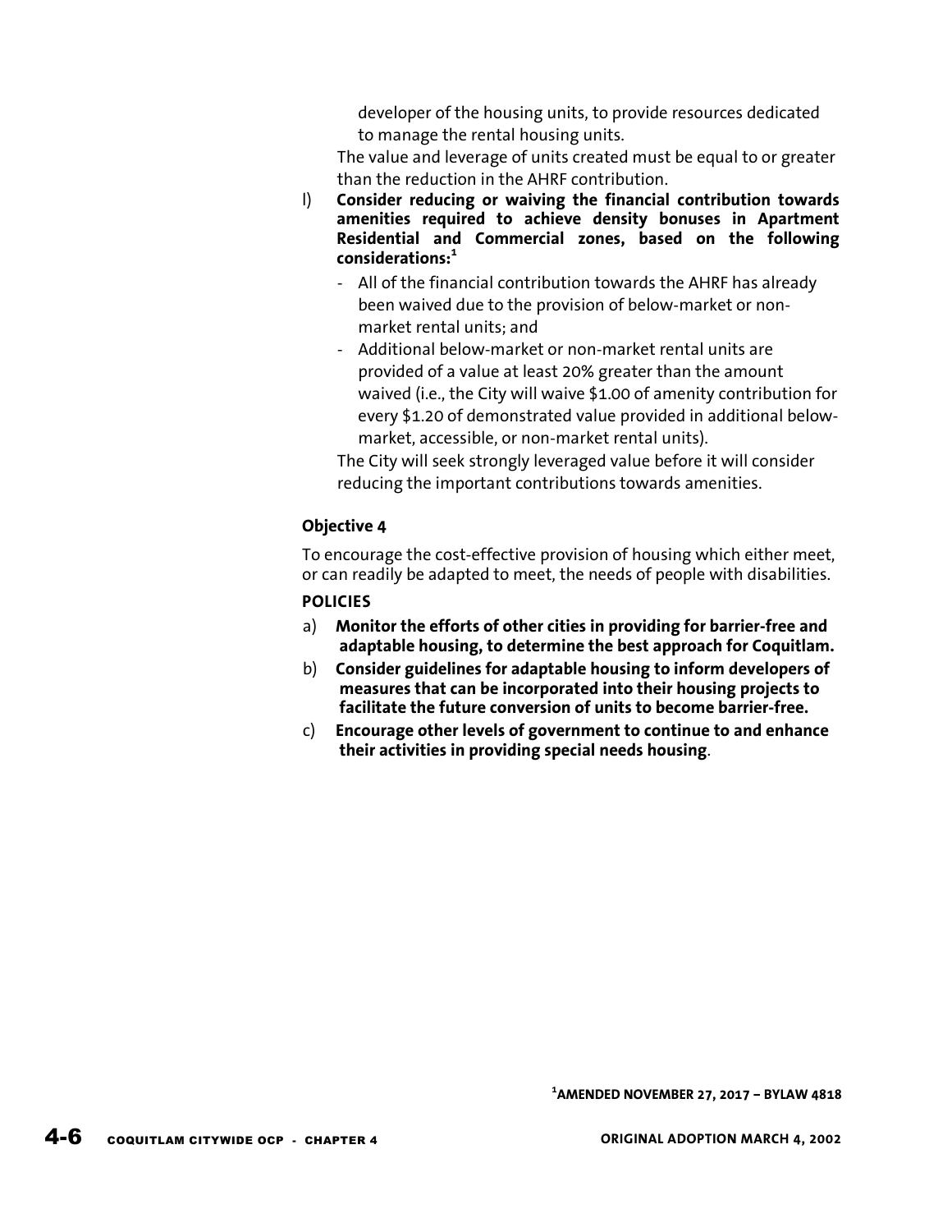developer of the housing units, to provide resources dedicated to manage the rental housing units.

The value and leverage of units created must be equal to or greater than the reduction in the AHRF contribution.

l) **Consider reducing or waiving the financial contribution towards amenities required to achieve density bonuses in Apartment Residential and Commercial zones, based on the following considerations:**[1]

   - All of the financial contribution towards the AHRF has already been waived due to the provision of below-market or non-market rental units; and
   - Additional below-market or non-market rental units are provided of a value at least 20% greater than the amount waived (i.e., the City will waive $1.00 of amenity contribution for every $1.20 of demonstrated value provided in additional below-market, accessible, or non-market rental units).

   The City will seek strongly leveraged value before it will consider reducing the important contributions towards amenities.

### Objective 4

To encourage the cost-effective provision of housing which either meet, or can readily be adapted to meet, the needs of people with disabilities.

**POLICIES**

a) **Monitor the efforts of other cities in providing for barrier-free and adaptable housing, to determine the best approach for Coquitlam.**

b) **Consider guidelines for adaptable housing to inform developers of measures that can be incorporated into their housing projects to facilitate the future conversion of units to become barrier-free.**

c) **Encourage other levels of government to continue to and enhance their activities in providing special needs housing**.

[1]AMENDED NOVEMBER 27, 2017 – BYLAW 4818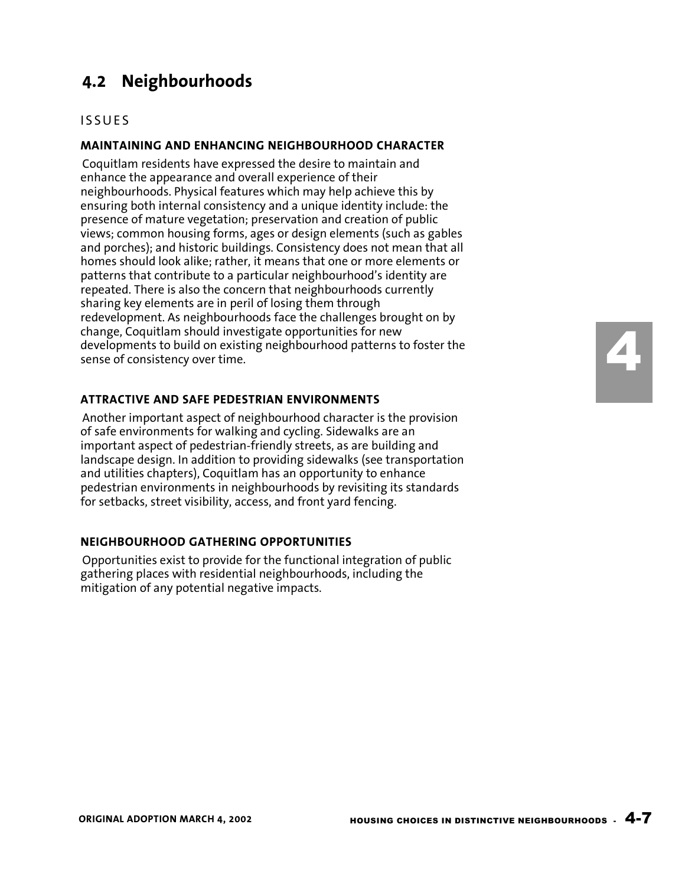## 4.2 Neighbourhoods

ISSUES

### MAINTAINING AND ENHANCING NEIGHBOURHOOD CHARACTER

Coquitlam residents have expressed the desire to maintain and enhance the appearance and overall experience of their neighbourhoods. Physical features which may help achieve this by ensuring both internal consistency and a unique identity include: the presence of mature vegetation; preservation and creation of public views; common housing forms, ages or design elements (such as gables and porches); and historic buildings. Consistency does not mean that all homes should look alike; rather, it means that one or more elements or patterns that contribute to a particular neighbourhood's identity are repeated. There is also the concern that neighbourhoods currently sharing key elements are in peril of losing them through redevelopment. As neighbourhoods face the challenges brought on by change, Coquitlam should investigate opportunities for new developments to build on existing neighbourhood patterns to foster the sense of consistency over time.

### ATTRACTIVE AND SAFE PEDESTRIAN ENVIRONMENTS

Another important aspect of neighbourhood character is the provision of safe environments for walking and cycling. Sidewalks are an important aspect of pedestrian-friendly streets, as are building and landscape design. In addition to providing sidewalks (see transportation and utilities chapters), Coquitlam has an opportunity to enhance pedestrian environments in neighbourhoods by revisiting its standards for setbacks, street visibility, access, and front yard fencing.

### NEIGHBOURHOOD GATHERING OPPORTUNITIES

Opportunities exist to provide for the functional integration of public gathering places with residential neighbourhoods, including the mitigation of any potential negative impacts.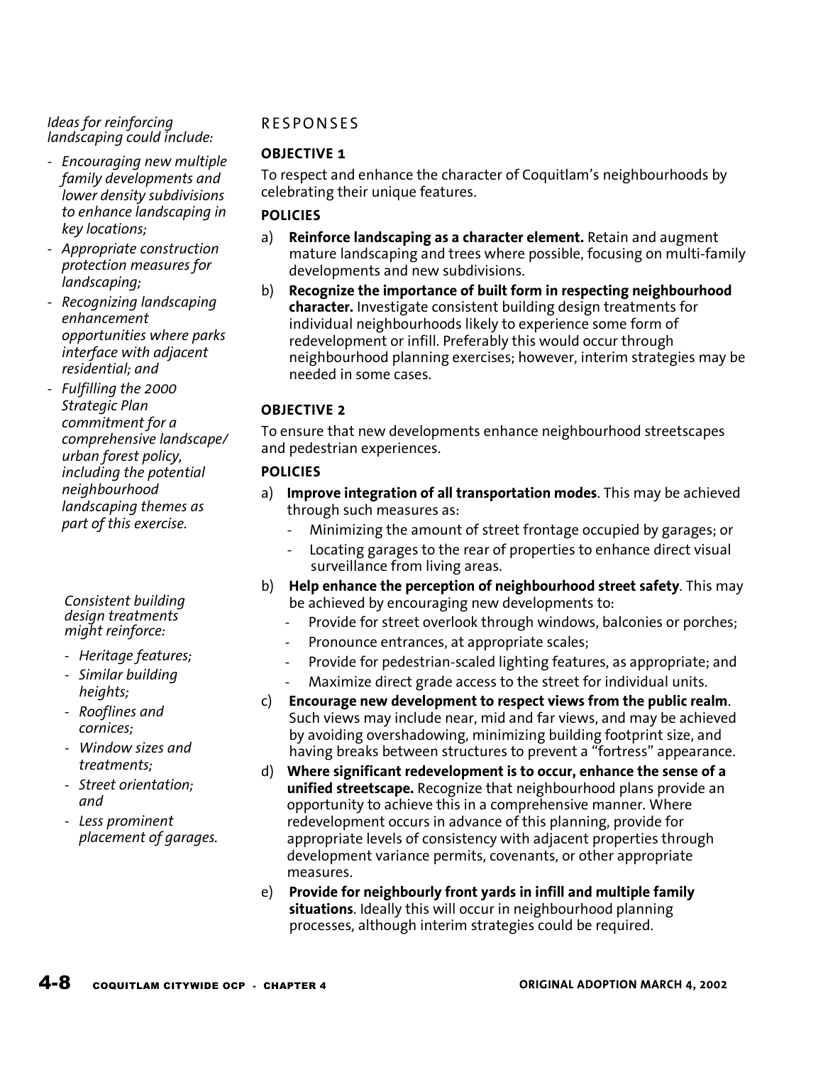*Ideas for reinforcing landscaping could include:*

- *Encouraging new multiple family developments and lower density subdivisions to enhance landscaping in key locations;*
- *Appropriate construction protection measures for landscaping;*
- *Recognizing landscaping enhancement opportunities where parks interface with adjacent residential; and*
- *Fulfilling the 2000 Strategic Plan commitment for a comprehensive landscape/ urban forest policy, including the potential neighbourhood landscaping themes as part of this exercise.*

*Consistent building design treatments might reinforce:*

- *Heritage features;*
- *Similar building heights;*
- *Rooflines and cornices;*
- *Window sizes and treatments;*
- *Street orientation; and*
- *Less prominent placement of garages.*

## RESPONSES

### OBJECTIVE 1

To respect and enhance the character of Coquitlam's neighbourhoods by celebrating their unique features.

#### POLICIES

a) **Reinforce landscaping as a character element.** Retain and augment mature landscaping and trees where possible, focusing on multi-family developments and new subdivisions.

b) **Recognize the importance of built form in respecting neighbourhood character.** Investigate consistent building design treatments for individual neighbourhoods likely to experience some form of redevelopment or infill. Preferably this would occur through neighbourhood planning exercises; however, interim strategies may be needed in some cases.

### OBJECTIVE 2

To ensure that new developments enhance neighbourhood streetscapes and pedestrian experiences.

#### POLICIES

a) **Improve integration of all transportation modes**. This may be achieved through such measures as:
   - Minimizing the amount of street frontage occupied by garages; or
   - Locating garages to the rear of properties to enhance direct visual surveillance from living areas.

b) **Help enhance the perception of neighbourhood street safety**. This may be achieved by encouraging new developments to:
   - Provide for street overlook through windows, balconies or porches;
   - Pronounce entrances, at appropriate scales;
   - Provide for pedestrian-scaled lighting features, as appropriate; and
   - Maximize direct grade access to the street for individual units.

c) **Encourage new development to respect views from the public realm**. Such views may include near, mid and far views, and may be achieved by avoiding overshadowing, minimizing building footprint size, and having breaks between structures to prevent a "fortress" appearance.

d) **Where significant redevelopment is to occur, enhance the sense of a unified streetscape.** Recognize that neighbourhood plans provide an opportunity to achieve this in a comprehensive manner. Where redevelopment occurs in advance of this planning, provide for appropriate levels of consistency with adjacent properties through development variance permits, covenants, or other appropriate measures.

e) **Provide for neighbourly front yards in infill and multiple family situations**. Ideally this will occur in neighbourhood planning processes, although interim strategies could be required.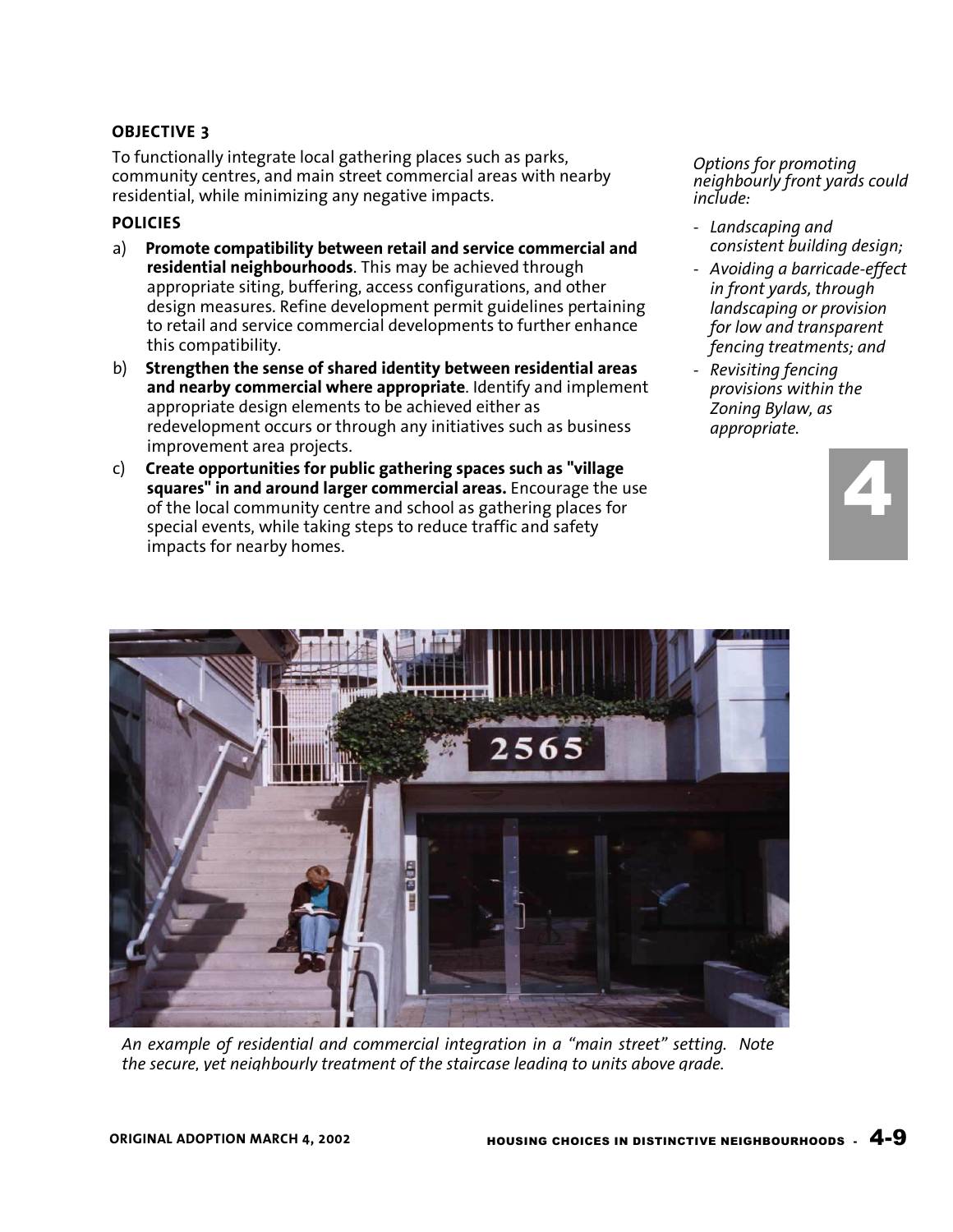**OBJECTIVE 3**

To functionally integrate local gathering places such as parks, community centres, and main street commercial areas with nearby residential, while minimizing any negative impacts.

**POLICIES**

a) **Promote compatibility between retail and service commercial and residential neighbourhoods**. This may be achieved through appropriate siting, buffering, access configurations, and other design measures. Refine development permit guidelines pertaining to retail and service commercial developments to further enhance this compatibility.

b) **Strengthen the sense of shared identity between residential areas and nearby commercial where appropriate**. Identify and implement appropriate design elements to be achieved either as redevelopment occurs or through any initiatives such as business improvement area projects.

c) **Create opportunities for public gathering spaces such as "village squares" in and around larger commercial areas.** Encourage the use of the local community centre and school as gathering places for special events, while taking steps to reduce traffic and safety impacts for nearby homes.

*Options for promoting neighbourly front yards could include:*

- *Landscaping and consistent building design;*
- *Avoiding a barricade-effect in front yards, through landscaping or provision for low and transparent fencing treatments; and*
- *Revisiting fencing provisions within the Zoning Bylaw, as appropriate.*

*An example of residential and commercial integration in a "main street" setting. Note the secure, yet neighbourly treatment of the staircase leading to units above grade.*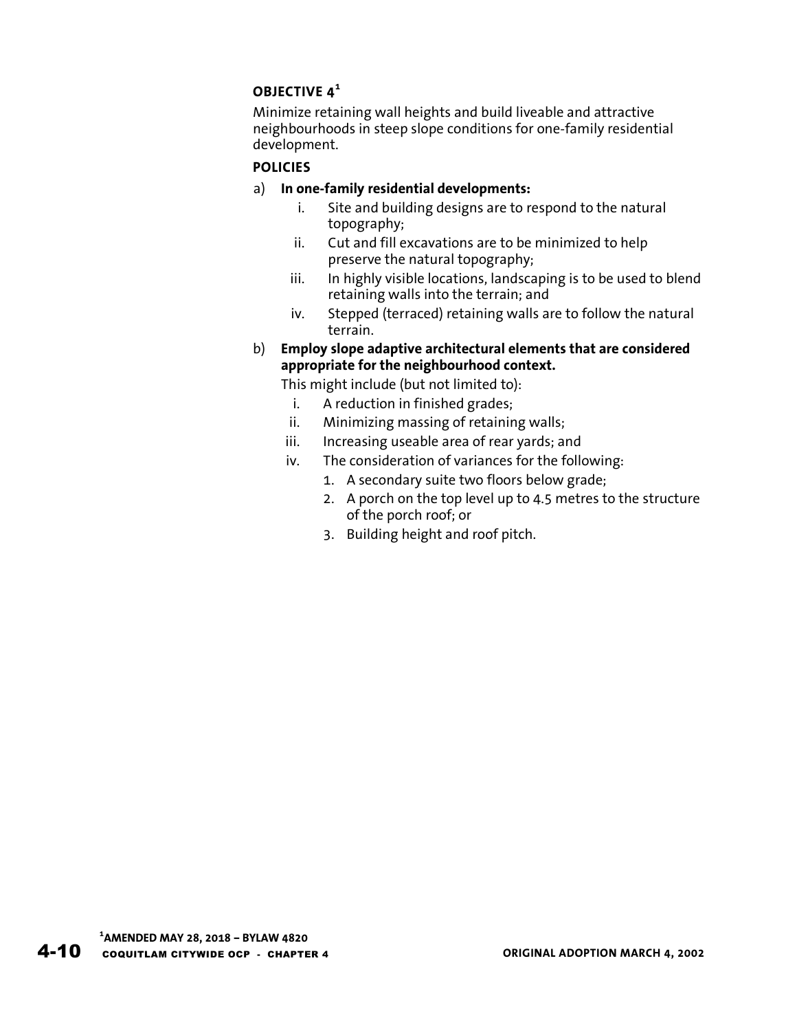### OBJECTIVE 4[1]

Minimize retaining wall heights and build liveable and attractive neighbourhoods in steep slope conditions for one-family residential development.

#### POLICIES

a) **In one-family residential developments:**

   i. Site and building designs are to respond to the natural topography;

   ii. Cut and fill excavations are to be minimized to help preserve the natural topography;

   iii. In highly visible locations, landscaping is to be used to blend retaining walls into the terrain; and

   iv. Stepped (terraced) retaining walls are to follow the natural terrain.

b) **Employ slope adaptive architectural elements that are considered appropriate for the neighbourhood context.**

   This might include (but not limited to):

   i. A reduction in finished grades;

   ii. Minimizing massing of retaining walls;

   iii. Increasing useable area of rear yards; and

   iv. The consideration of variances for the following:

      1. A secondary suite two floors below grade;
      2. A porch on the top level up to 4.5 metres to the structure of the porch roof; or
      3. Building height and roof pitch.

[1] AMENDED MAY 28, 2018 – BYLAW 4820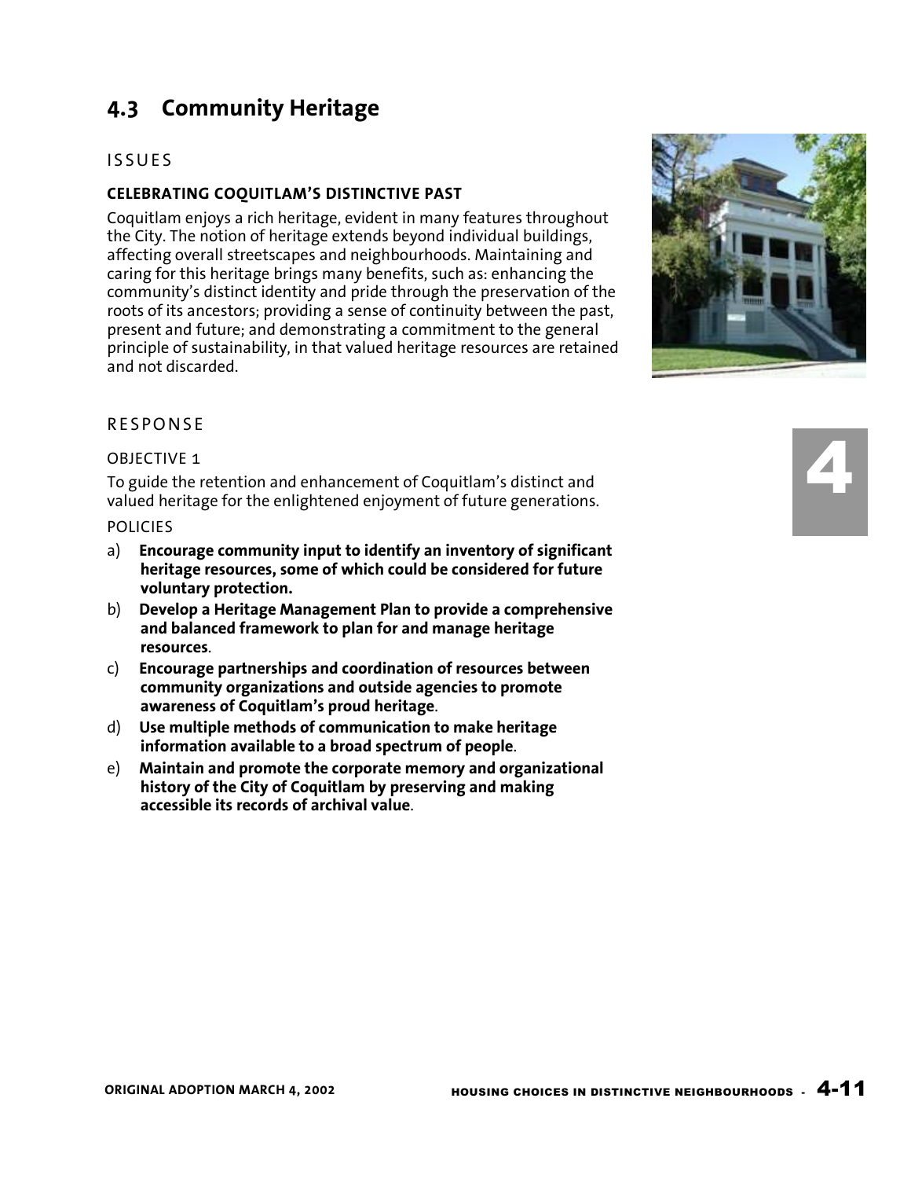## 4.3 Community Heritage

ISSUES

**CELEBRATING COQUITLAM'S DISTINCTIVE PAST**

Coquitlam enjoys a rich heritage, evident in many features throughout the City. The notion of heritage extends beyond individual buildings, affecting overall streetscapes and neighbourhoods. Maintaining and caring for this heritage brings many benefits, such as: enhancing the community's distinct identity and pride through the preservation of the roots of its ancestors; providing a sense of continuity between the past, present and future; and demonstrating a commitment to the general principle of sustainability, in that valued heritage resources are retained and not discarded.

RESPONSE

OBJECTIVE 1

To guide the retention and enhancement of Coquitlam's distinct and valued heritage for the enlightened enjoyment of future generations.

POLICIES

a) **Encourage community input to identify an inventory of significant heritage resources, some of which could be considered for future voluntary protection.**
b) **Develop a Heritage Management Plan to provide a comprehensive and balanced framework to plan for and manage heritage resources**.
c) **Encourage partnerships and coordination of resources between community organizations and outside agencies to promote awareness of Coquitlam's proud heritage**.
d) **Use multiple methods of communication to make heritage information available to a broad spectrum of people**.
e) **Maintain and promote the corporate memory and organizational history of the City of Coquitlam by preserving and making accessible its records of archival value**.